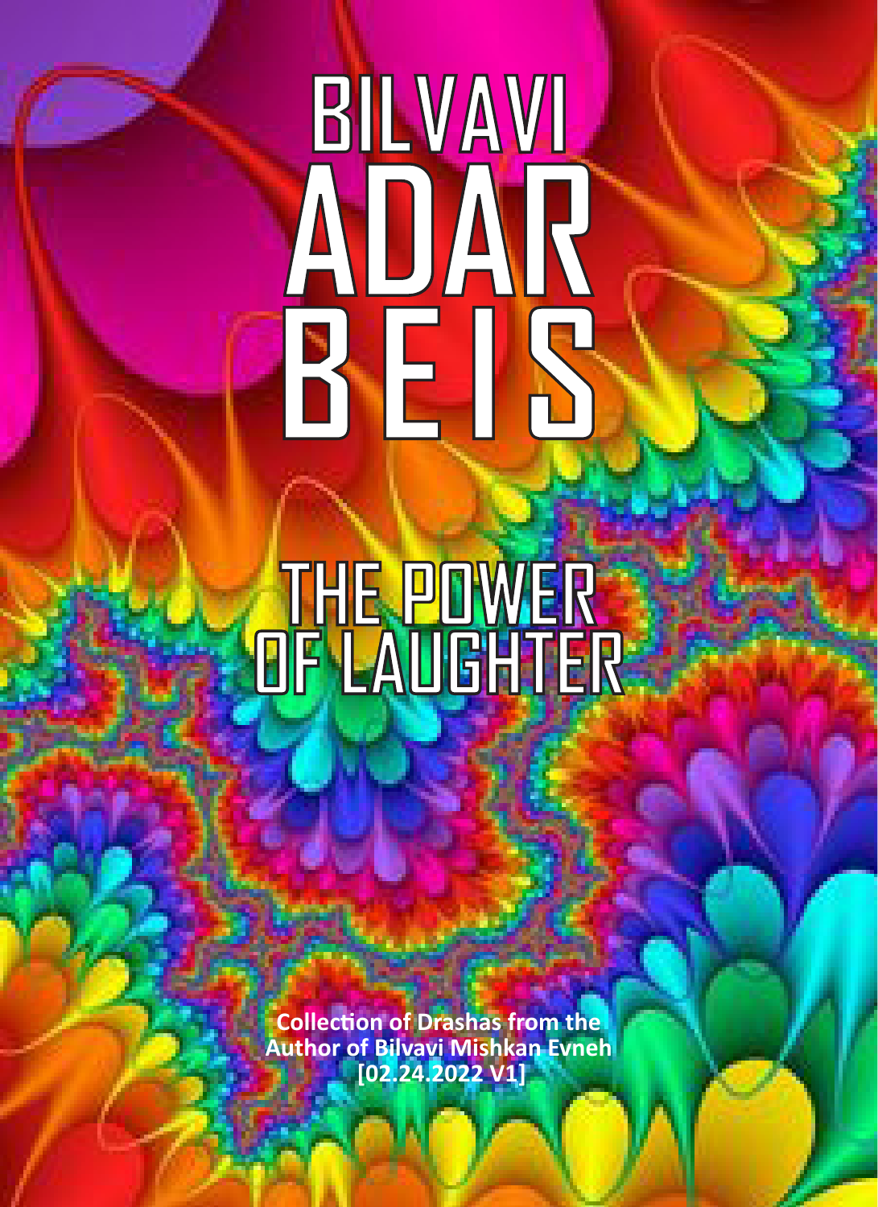# BILVAVI ADAR BEIS

## THE POWER OF LAUGHTER

**Collection of Drashas from the Author of Bilvavi Mishkan Evneh [02.24.2022 V1]**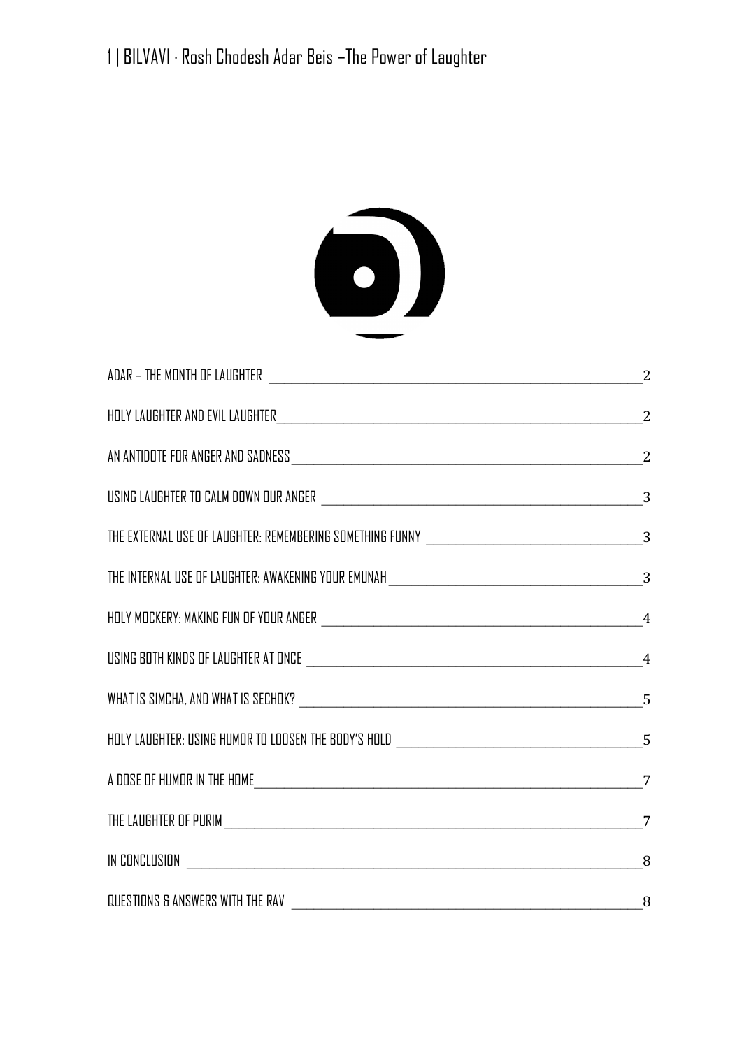| | |
|---|---|
| ADAR – THE MONTH OF LAUGHTER | 2 |
| HOLY LAUGHTER AND EVIL LAUGHTER | 2 |
| AN ANTIDOTE FOR ANGER AND SADNESS | 2 |
| USING LAUGHTER TO CALM DOWN OUR ANGER | 3 |
| THE EXTERNAL USE OF LAUGHTER: REMEMBERING SOMETHING FUNNY | 3 |
| THE INTERNAL USE OF LAUGHTER: AWAKENING YOUR EMUNAH | 3 |
| HOLY MOCKERY: MAKING FUN OF YOUR ANGER | 4 |
| USING BOTH KINDS OF LAUGHTER AT ONCE | 4 |
| WHAT IS SIMCHA, AND WHAT IS SECHOK? | 5 |
| HOLY LAUGHTER: USING HUMOR TO LOOSEN THE BODY'S HOLD | 5 |
| A DOSE OF HUMOR IN THE HOME | 7 |
| THE LAUGHTER OF PURIM | 7 |
| IN CONCLUSION | 8 |
| QUESTIONS & ANSWERS WITH THE RAV | 8 |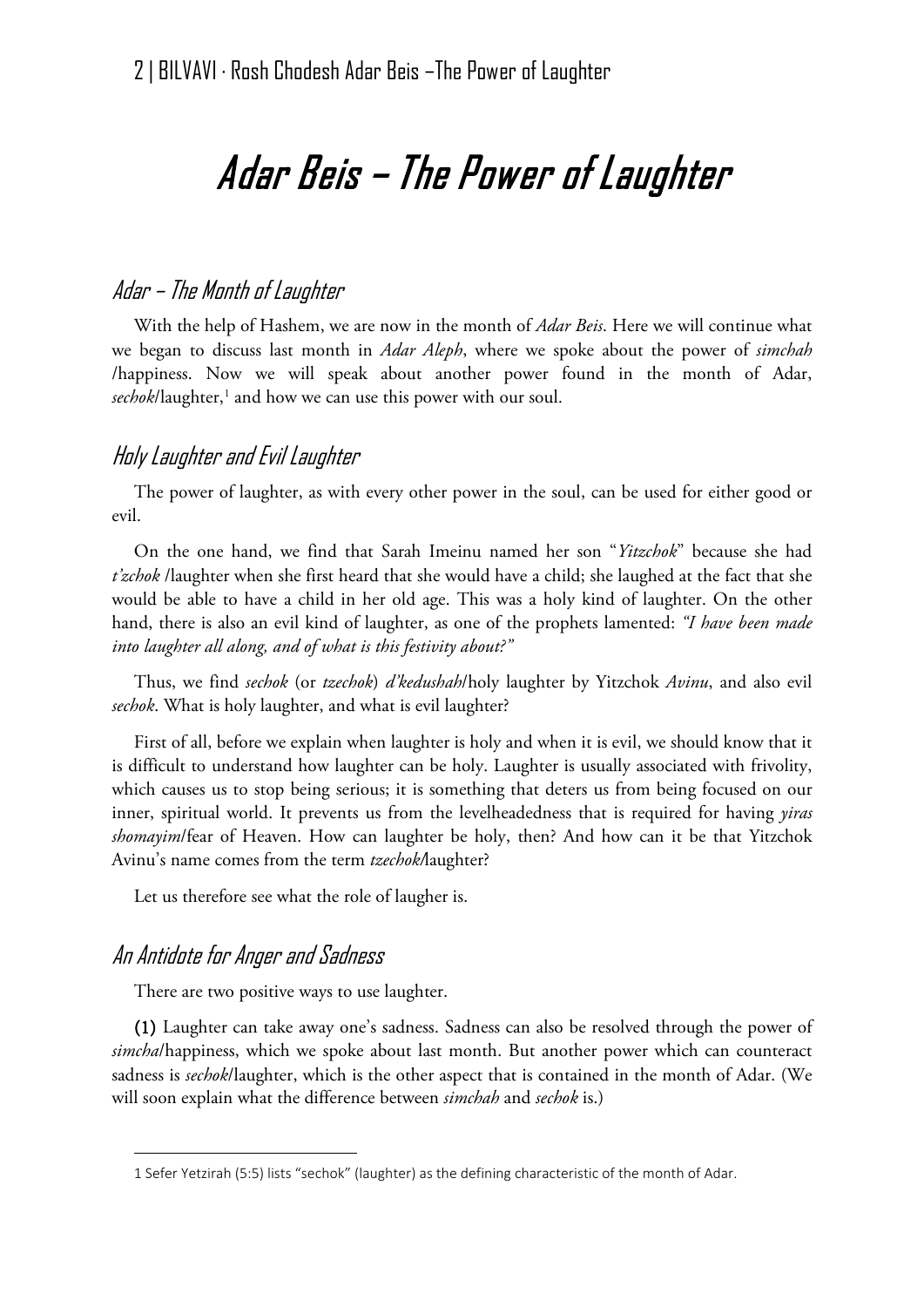# Adar Beis – The Power of Laughter

## Adar – The Month of Laughter

With the help of Hashem, we are now in the month of *Adar Beis*. Here we will continue what we began to discuss last month in *Adar Aleph*, where we spoke about the power of *simchah* /happiness. Now we will speak about another power found in the month of Adar, *sechok*/laughter,[1] and how we can use this power with our soul.

## Holy Laughter and Evil Laughter

The power of laughter, as with every other power in the soul, can be used for either good or evil.

On the one hand, we find that Sarah Imeinu named her son "*Yitzchok*" because she had *t'zchok* /laughter when she first heard that she would have a child; she laughed at the fact that she would be able to have a child in her old age. This was a holy kind of laughter. On the other hand, there is also an evil kind of laughter, as one of the prophets lamented: *"I have been made into laughter all along, and of what is this festivity about?"*

Thus, we find *sechok* (or *tzechok*) *d'kedushah*/holy laughter by Yitzchok *Avinu*, and also evil *sechok*. What is holy laughter, and what is evil laughter?

First of all, before we explain when laughter is holy and when it is evil, we should know that it is difficult to understand how laughter can be holy. Laughter is usually associated with frivolity, which causes us to stop being serious; it is something that deters us from being focused on our inner, spiritual world. It prevents us from the levelheadedness that is required for having *yiras shomayim*/fear of Heaven. How can laughter be holy, then? And how can it be that Yitzchok Avinu's name comes from the term *tzechok*/laughter?

Let us therefore see what the role of laugher is.

## An Antidote for Anger and Sadness

There are two positive ways to use laughter.

(1) Laughter can take away one's sadness. Sadness can also be resolved through the power of *simcha*/happiness, which we spoke about last month. But another power which can counteract sadness is *sechok*/laughter, which is the other aspect that is contained in the month of Adar. (We will soon explain what the difference between *simchah* and *sechok* is.)

---

[1] Sefer Yetzirah (5:5) lists "sechok" (laughter) as the defining characteristic of the month of Adar.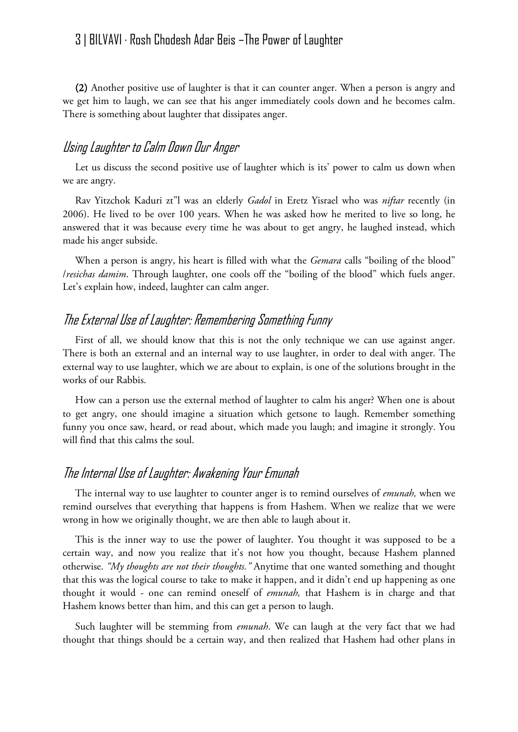**(2)** Another positive use of laughter is that it can counter anger. When a person is angry and we get him to laugh, we can see that his anger immediately cools down and he becomes calm. There is something about laughter that dissipates anger.

## *Using Laughter to Calm Down Our Anger*

Let us discuss the second positive use of laughter which is its' power to calm us down when we are angry.

Rav Yitzchok Kaduri zt"l was an elderly *Gadol* in Eretz Yisrael who was *niftar* recently (in 2006). He lived to be over 100 years. When he was asked how he merited to live so long, he answered that it was because every time he was about to get angry, he laughed instead, which made his anger subside.

When a person is angry, his heart is filled with what the *Gemara* calls "boiling of the blood" /*resichas damim*. Through laughter, one cools off the "boiling of the blood" which fuels anger. Let's explain how, indeed, laughter can calm anger.

## *The External Use of Laughter: Remembering Something Funny*

First of all, we should know that this is not the only technique we can use against anger. There is both an external and an internal way to use laughter, in order to deal with anger. The external way to use laughter, which we are about to explain, is one of the solutions brought in the works of our Rabbis.

How can a person use the external method of laughter to calm his anger? When one is about to get angry, one should imagine a situation which getsone to laugh. Remember something funny you once saw, heard, or read about, which made you laugh; and imagine it strongly. You will find that this calms the soul.

## *The Internal Use of Laughter: Awakening Your Emunah*

The internal way to use laughter to counter anger is to remind ourselves of *emunah,* when we remind ourselves that everything that happens is from Hashem. When we realize that we were wrong in how we originally thought, we are then able to laugh about it.

This is the inner way to use the power of laughter. You thought it was supposed to be a certain way, and now you realize that it's not how you thought, because Hashem planned otherwise. *"My thoughts are not their thoughts."* Anytime that one wanted something and thought that this was the logical course to take to make it happen, and it didn't end up happening as one thought it would - one can remind oneself of *emunah,* that Hashem is in charge and that Hashem knows better than him, and this can get a person to laugh.

Such laughter will be stemming from *emunah*. We can laugh at the very fact that we had thought that things should be a certain way, and then realized that Hashem had other plans in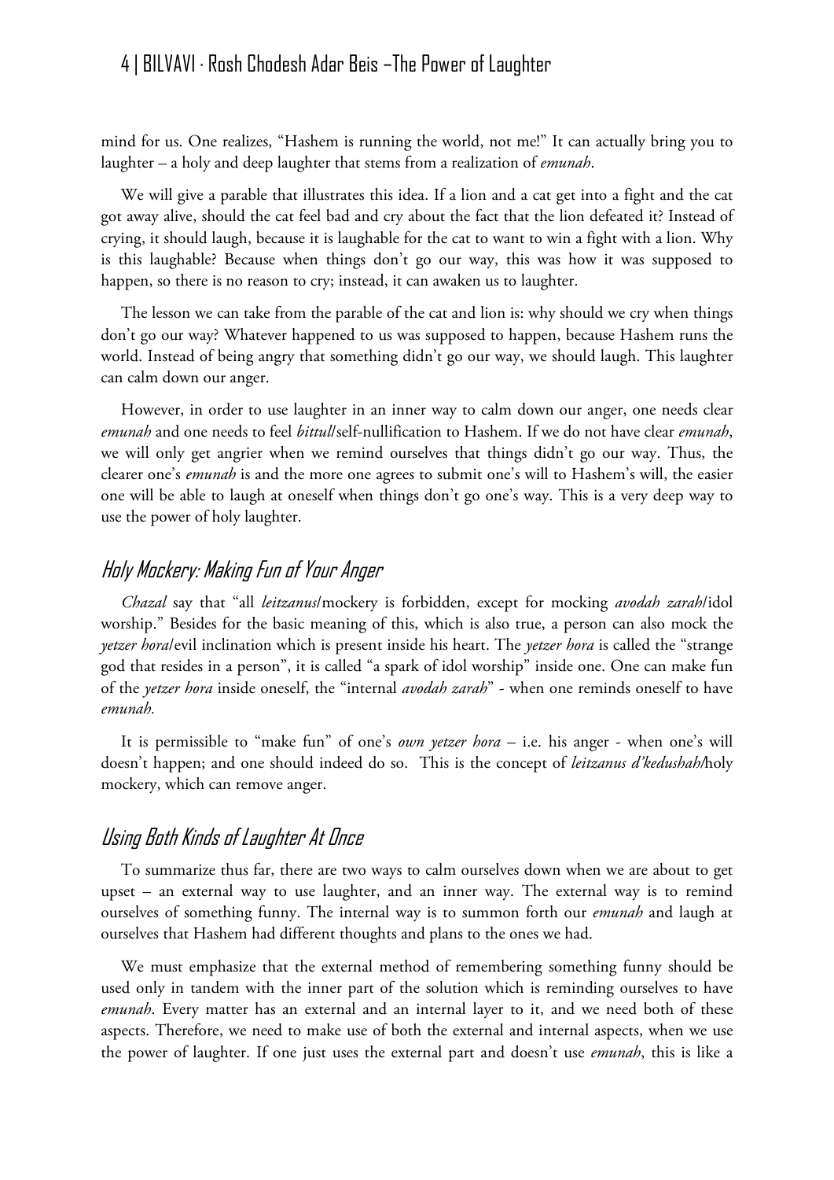mind for us. One realizes, "Hashem is running the world, not me!" It can actually bring you to laughter – a holy and deep laughter that stems from a realization of *emunah*.

We will give a parable that illustrates this idea. If a lion and a cat get into a fight and the cat got away alive, should the cat feel bad and cry about the fact that the lion defeated it? Instead of crying, it should laugh, because it is laughable for the cat to want to win a fight with a lion. Why is this laughable? Because when things don't go our way, this was how it was supposed to happen, so there is no reason to cry; instead, it can awaken us to laughter.

The lesson we can take from the parable of the cat and lion is: why should we cry when things don't go our way? Whatever happened to us was supposed to happen, because Hashem runs the world. Instead of being angry that something didn't go our way, we should laugh. This laughter can calm down our anger.

However, in order to use laughter in an inner way to calm down our anger, one needs clear *emunah* and one needs to feel *bittul*/self-nullification to Hashem. If we do not have clear *emunah*, we will only get angrier when we remind ourselves that things didn't go our way. Thus, the clearer one's *emunah* is and the more one agrees to submit one's will to Hashem's will, the easier one will be able to laugh at oneself when things don't go one's way. This is a very deep way to use the power of holy laughter.

## Holy Mockery: Making Fun of Your Anger

*Chazal* say that "all *leitzanus*/mockery is forbidden, except for mocking *avodah zarah*/idol worship." Besides for the basic meaning of this, which is also true, a person can also mock the *yetzer hora*/evil inclination which is present inside his heart. The *yetzer hora* is called the "strange god that resides in a person", it is called "a spark of idol worship" inside one. One can make fun of the *yetzer hora* inside oneself, the "internal *avodah zarah*" - when one reminds oneself to have *emunah.*

It is permissible to "make fun" of one's *own yetzer hora* – i.e. his anger - when one's will doesn't happen; and one should indeed do so. This is the concept of *leitzanus d'kedushah*/holy mockery, which can remove anger.

## Using Both Kinds of Laughter At Once

To summarize thus far, there are two ways to calm ourselves down when we are about to get upset – an external way to use laughter, and an inner way. The external way is to remind ourselves of something funny. The internal way is to summon forth our *emunah* and laugh at ourselves that Hashem had different thoughts and plans to the ones we had.

We must emphasize that the external method of remembering something funny should be used only in tandem with the inner part of the solution which is reminding ourselves to have *emunah*. Every matter has an external and an internal layer to it, and we need both of these aspects. Therefore, we need to make use of both the external and internal aspects, when we use the power of laughter. If one just uses the external part and doesn't use *emunah*, this is like a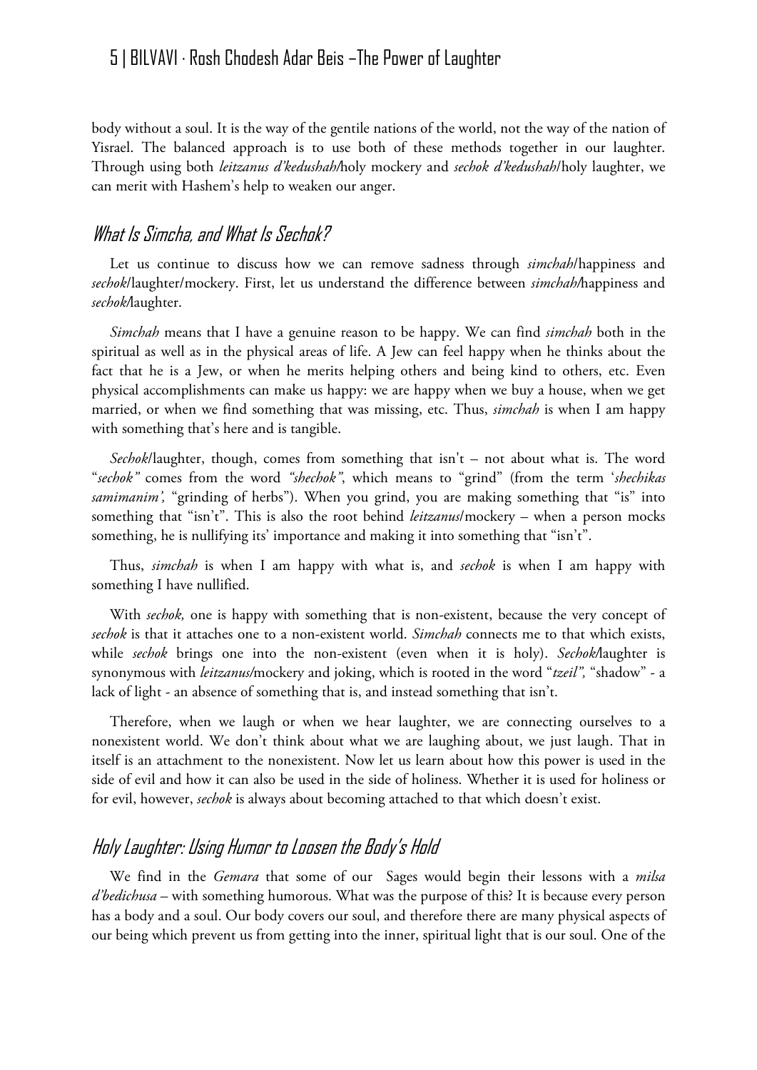body without a soul. It is the way of the gentile nations of the world, not the way of the nation of Yisrael. The balanced approach is to use both of these methods together in our laughter. Through using both *leitzanus d'kedushah*/holy mockery and *sechok d'kedushah*/holy laughter, we can merit with Hashem's help to weaken our anger.

## What Is Simcha, and What Is Sechok?

Let us continue to discuss how we can remove sadness through *simchah*/happiness and *sechok*/laughter/mockery. First, let us understand the difference between *simchah*/happiness and *sechok*/laughter.

*Simchah* means that I have a genuine reason to be happy. We can find *simchah* both in the spiritual as well as in the physical areas of life. A Jew can feel happy when he thinks about the fact that he is a Jew, or when he merits helping others and being kind to others, etc. Even physical accomplishments can make us happy: we are happy when we buy a house, when we get married, or when we find something that was missing, etc. Thus, *simchah* is when I am happy with something that's here and is tangible.

*Sechok*/laughter, though, comes from something that isn't – not about what is. The word "*sechok"* comes from the word *"shechok"*, which means to "grind" (from the term '*shechikas samimanim',* "grinding of herbs"). When you grind, you are making something that "is" into something that "isn't". This is also the root behind *leitzanus*/mockery – when a person mocks something, he is nullifying its' importance and making it into something that "isn't".

Thus, *simchah* is when I am happy with what is, and *sechok* is when I am happy with something I have nullified.

With *sechok,* one is happy with something that is non-existent, because the very concept of *sechok* is that it attaches one to a non-existent world. *Simchah* connects me to that which exists, while *sechok* brings one into the non-existent (even when it is holy). *Sechok*/laughter is synonymous with *leitzanus*/mockery and joking, which is rooted in the word "*tzeil",* "shadow" - a lack of light - an absence of something that is, and instead something that isn't.

Therefore, when we laugh or when we hear laughter, we are connecting ourselves to a nonexistent world. We don't think about what we are laughing about, we just laugh. That in itself is an attachment to the nonexistent. Now let us learn about how this power is used in the side of evil and how it can also be used in the side of holiness. Whether it is used for holiness or for evil, however, *sechok* is always about becoming attached to that which doesn't exist.

## Holy Laughter: Using Humor to Loosen the Body's Hold

We find in the *Gemara* that some of our Sages would begin their lessons with a *milsa d'bedichusa* – with something humorous. What was the purpose of this? It is because every person has a body and a soul. Our body covers our soul, and therefore there are many physical aspects of our being which prevent us from getting into the inner, spiritual light that is our soul. One of the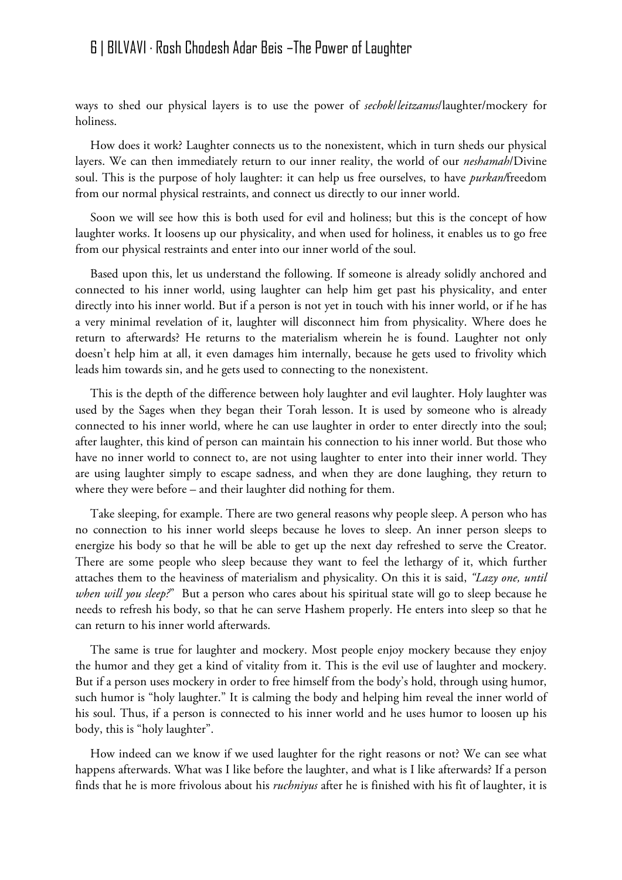ways to shed our physical layers is to use the power of *sechok/leitzanus*/laughter/mockery for holiness.

How does it work? Laughter connects us to the nonexistent, which in turn sheds our physical layers. We can then immediately return to our inner reality, the world of our *neshamah*/Divine soul. This is the purpose of holy laughter: it can help us free ourselves, to have *purkan/*freedom from our normal physical restraints, and connect us directly to our inner world.

Soon we will see how this is both used for evil and holiness; but this is the concept of how laughter works. It loosens up our physicality, and when used for holiness, it enables us to go free from our physical restraints and enter into our inner world of the soul.

Based upon this, let us understand the following. If someone is already solidly anchored and connected to his inner world, using laughter can help him get past his physicality, and enter directly into his inner world. But if a person is not yet in touch with his inner world, or if he has a very minimal revelation of it, laughter will disconnect him from physicality. Where does he return to afterwards? He returns to the materialism wherein he is found. Laughter not only doesn't help him at all, it even damages him internally, because he gets used to frivolity which leads him towards sin, and he gets used to connecting to the nonexistent.

This is the depth of the difference between holy laughter and evil laughter. Holy laughter was used by the Sages when they began their Torah lesson. It is used by someone who is already connected to his inner world, where he can use laughter in order to enter directly into the soul; after laughter, this kind of person can maintain his connection to his inner world. But those who have no inner world to connect to, are not using laughter to enter into their inner world. They are using laughter simply to escape sadness, and when they are done laughing, they return to where they were before – and their laughter did nothing for them.

Take sleeping, for example. There are two general reasons why people sleep. A person who has no connection to his inner world sleeps because he loves to sleep. An inner person sleeps to energize his body so that he will be able to get up the next day refreshed to serve the Creator. There are some people who sleep because they want to feel the lethargy of it, which further attaches them to the heaviness of materialism and physicality. On this it is said, *"Lazy one, until when will you sleep?"* But a person who cares about his spiritual state will go to sleep because he needs to refresh his body, so that he can serve Hashem properly. He enters into sleep so that he can return to his inner world afterwards.

The same is true for laughter and mockery. Most people enjoy mockery because they enjoy the humor and they get a kind of vitality from it. This is the evil use of laughter and mockery. But if a person uses mockery in order to free himself from the body's hold, through using humor, such humor is "holy laughter." It is calming the body and helping him reveal the inner world of his soul. Thus, if a person is connected to his inner world and he uses humor to loosen up his body, this is "holy laughter".

How indeed can we know if we used laughter for the right reasons or not? We can see what happens afterwards. What was I like before the laughter, and what is I like afterwards? If a person finds that he is more frivolous about his *ruchniyus* after he is finished with his fit of laughter, it is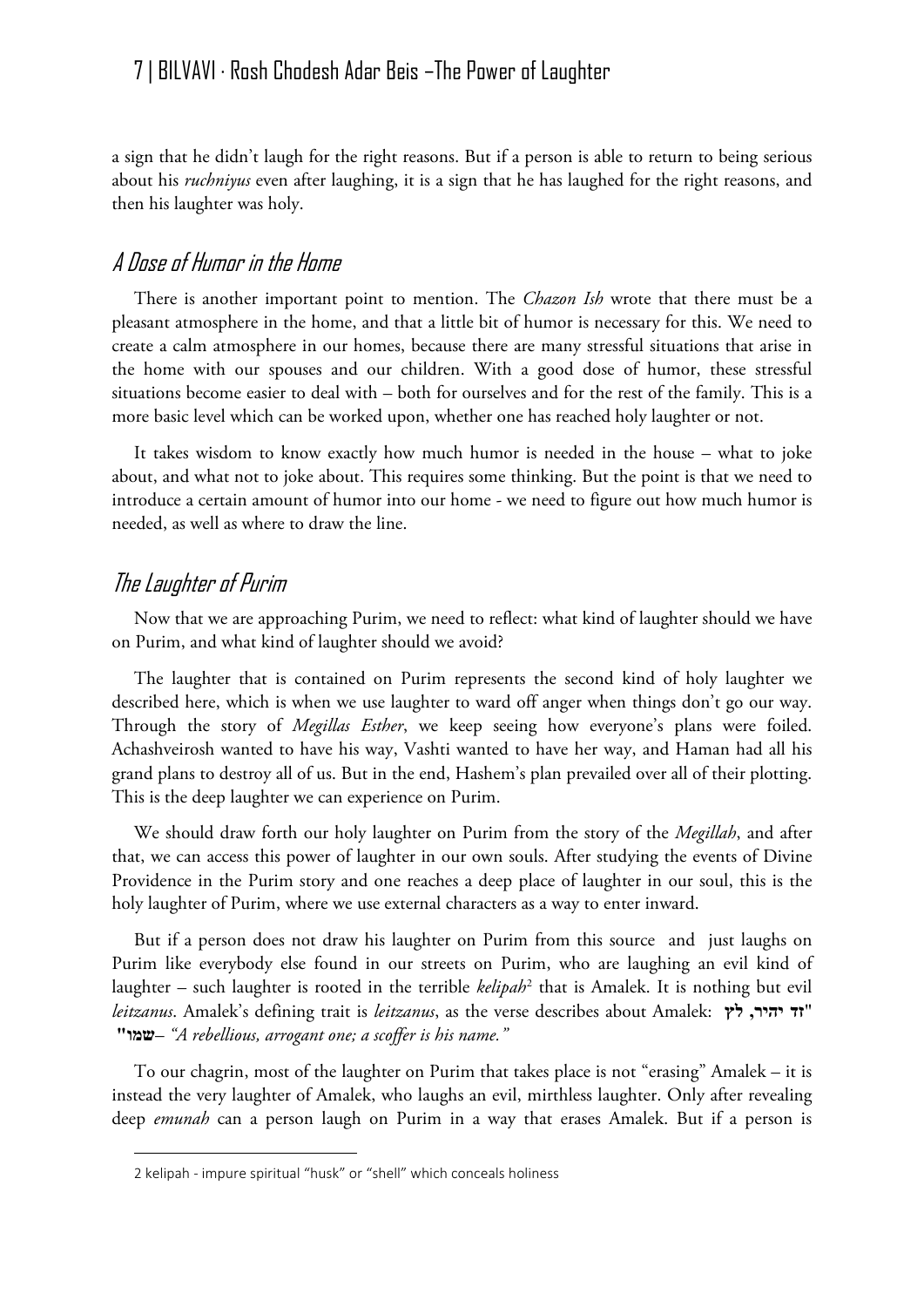a sign that he didn't laugh for the right reasons. But if a person is able to return to being serious about his *ruchniyus* even after laughing, it is a sign that he has laughed for the right reasons, and then his laughter was holy.

## A Dose of Humor in the Home

There is another important point to mention. The *Chazon Ish* wrote that there must be a pleasant atmosphere in the home, and that a little bit of humor is necessary for this. We need to create a calm atmosphere in our homes, because there are many stressful situations that arise in the home with our spouses and our children. With a good dose of humor, these stressful situations become easier to deal with – both for ourselves and for the rest of the family. This is a more basic level which can be worked upon, whether one has reached holy laughter or not.

It takes wisdom to know exactly how much humor is needed in the house – what to joke about, and what not to joke about. This requires some thinking. But the point is that we need to introduce a certain amount of humor into our home - we need to figure out how much humor is needed, as well as where to draw the line.

## The Laughter of Purim

Now that we are approaching Purim, we need to reflect: what kind of laughter should we have on Purim, and what kind of laughter should we avoid?

The laughter that is contained on Purim represents the second kind of holy laughter we described here, which is when we use laughter to ward off anger when things don't go our way. Through the story of *Megillas Esther*, we keep seeing how everyone's plans were foiled. Achashveirosh wanted to have his way, Vashti wanted to have her way, and Haman had all his grand plans to destroy all of us. But in the end, Hashem's plan prevailed over all of their plotting. This is the deep laughter we can experience on Purim.

We should draw forth our holy laughter on Purim from the story of the *Megillah*, and after that, we can access this power of laughter in our own souls. After studying the events of Divine Providence in the Purim story and one reaches a deep place of laughter in our soul, this is the holy laughter of Purim, where we use external characters as a way to enter inward.

But if a person does not draw his laughter on Purim from this source and just laughs on Purim like everybody else found in our streets on Purim, who are laughing an evil kind of laughter – such laughter is rooted in the terrible *kelipah*[2] that is Amalek. It is nothing but evil *leitzanus*. Amalek's defining trait is *leitzanus*, as the verse describes about Amalek: **"זד יהיר, לץ שמו"**– *"A rebellious, arrogant one; a scoffer is his name."*

To our chagrin, most of the laughter on Purim that takes place is not "erasing" Amalek – it is instead the very laughter of Amalek, who laughs an evil, mirthless laughter. Only after revealing deep *emunah* can a person laugh on Purim in a way that erases Amalek. But if a person is

2 kelipah - impure spiritual "husk" or "shell" which conceals holiness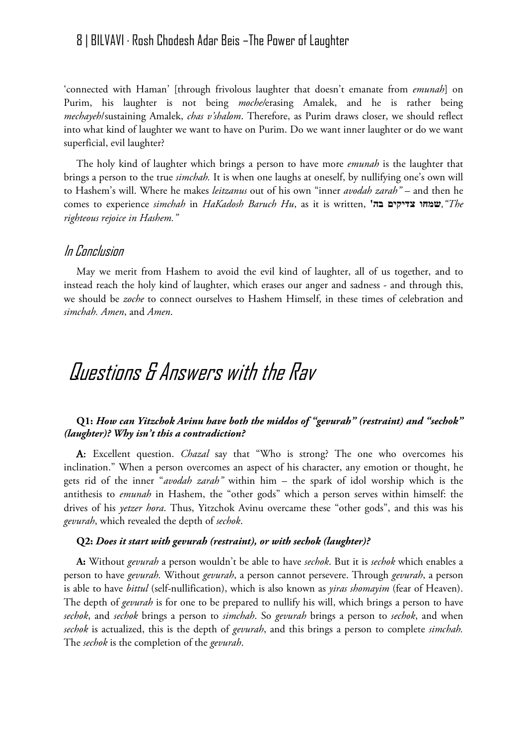'connected with Haman' [through frivolous laughter that doesn't emanate from *emunah*] on Purim, his laughter is not being *moche*/erasing Amalek, and he is rather being *mechayeh*/sustaining Amalek, *chas v'shalom*. Therefore, as Purim draws closer, we should reflect into what kind of laughter we want to have on Purim. Do we want inner laughter or do we want superficial, evil laughter?

The holy kind of laughter which brings a person to have more *emunah* is the laughter that brings a person to the true *simchah.* It is when one laughs at oneself, by nullifying one's own will to Hashem's will. Where he makes *leitzanus* out of his own "inner *avodah zarah"* – and then he comes to experience *simchah* in *HaKadosh Baruch Hu*, as it is written, **שמחו צדיקים בה'**, *"The righteous rejoice in Hashem."*

## In Conclusion

May we merit from Hashem to avoid the evil kind of laughter, all of us together, and to instead reach the holy kind of laughter, which erases our anger and sadness - and through this, we should be *zoche* to connect ourselves to Hashem Himself, in these times of celebration and *simchah*. *Amen*, and *Amen*.

# Questions & Answers with the Rav

**Q1:** ***How can Yitzchok Avinu have both the middos of "gevurah" (restraint) and "sechok" (laughter)? Why isn't this a contradiction?***

**A:** Excellent question. *Chazal* say that "Who is strong? The one who overcomes his inclination." When a person overcomes an aspect of his character, any emotion or thought, he gets rid of the inner "*avodah zarah"* within him – the spark of idol worship which is the antithesis to *emunah* in Hashem, the "other gods" which a person serves within himself: the drives of his *yetzer hora*. Thus, Yitzchok Avinu overcame these "other gods", and this was his *gevurah*, which revealed the depth of *sechok*.

**Q2:** ***Does it start with gevurah (restraint), or with sechok (laughter)?***

**A:** Without *gevurah* a person wouldn't be able to have *sechok*. But it is *sechok* which enables a person to have *gevurah.* Without *gevurah*, a person cannot persevere. Through *gevurah*, a person is able to have *bittul* (self-nullification), which is also known as *yiras shomayim* (fear of Heaven). The depth of *gevurah* is for one to be prepared to nullify his will, which brings a person to have *sechok*, and *sechok* brings a person to *simchah*. So *gevurah* brings a person to *sechok*, and when *sechok* is actualized, this is the depth of *gevurah*, and this brings a person to complete *simchah.* The *sechok* is the completion of the *gevurah*.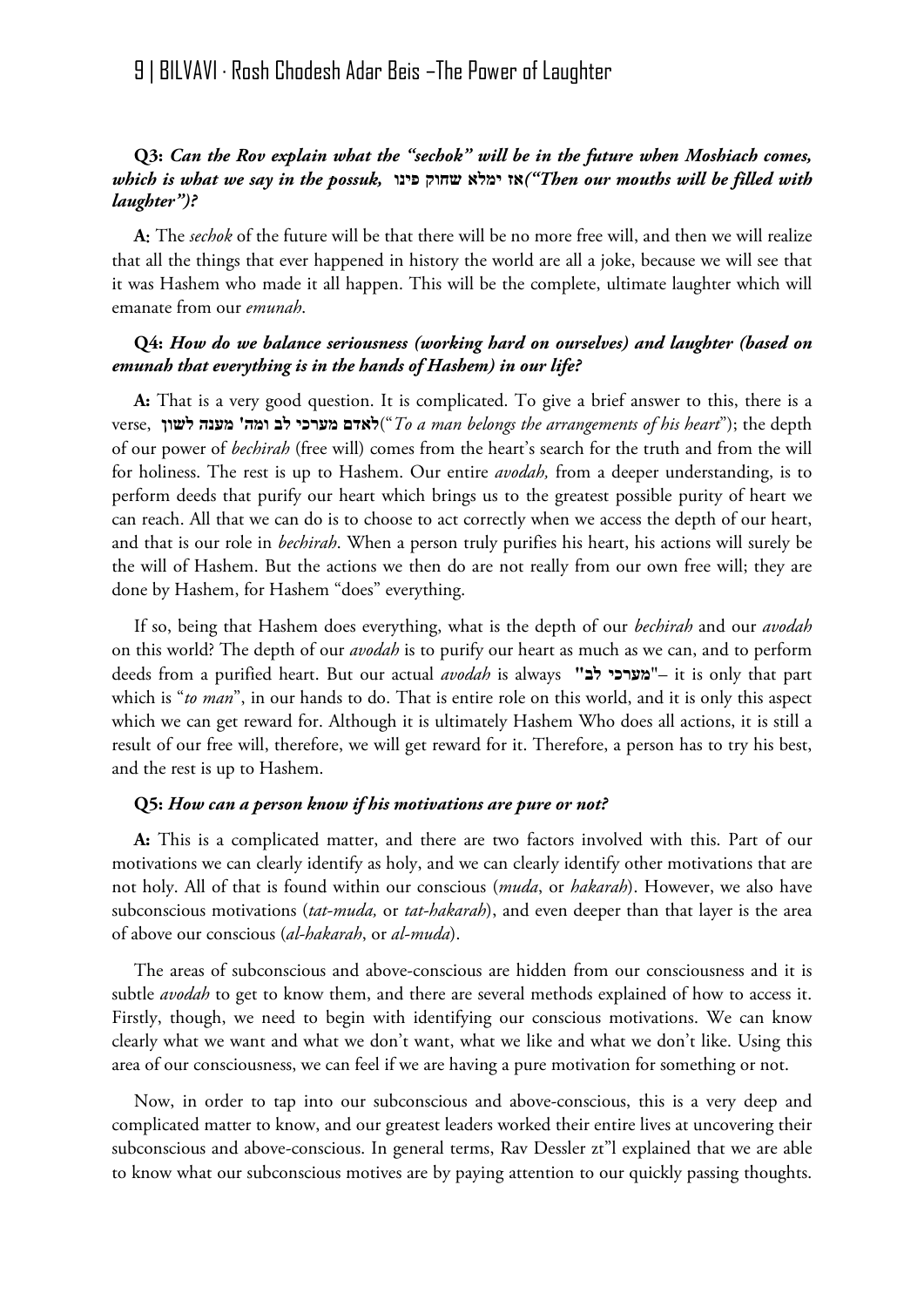**Q3:** ***Can the Rov explain what the "sechok" will be in the future when Moshiach comes, which is what we say in the possuk,*** **אז ימלא שחוק פינו** ***("Then our mouths will be filled with laughter")?***

**A:** The *sechok* of the future will be that there will be no more free will, and then we will realize that all the things that ever happened in history the world are all a joke, because we will see that it was Hashem who made it all happen. This will be the complete, ultimate laughter which will emanate from our *emunah*.

**Q4:** ***How do we balance seriousness (working hard on ourselves) and laughter (based on emunah that everything is in the hands of Hashem) in our life?***

**A:** That is a very good question. It is complicated. To give a brief answer to this, there is a verse, **לאדם מערכי לב ומה' מענה לשון** ("*To a man belongs the arrangements of his heart*"); the depth of our power of *bechirah* (free will) comes from the heart's search for the truth and from the will for holiness. The rest is up to Hashem. Our entire *avodah,* from a deeper understanding, is to perform deeds that purify our heart which brings us to the greatest possible purity of heart we can reach. All that we can do is to choose to act correctly when we access the depth of our heart, and that is our role in *bechirah*. When a person truly purifies his heart, his actions will surely be the will of Hashem. But the actions we then do are not really from our own free will; they are done by Hashem, for Hashem "does" everything.

If so, being that Hashem does everything, what is the depth of our *bechirah* and our *avodah* on this world? The depth of our *avodah* is to purify our heart as much as we can, and to perform deeds from a purified heart. But our actual *avodah* is always **"מערכי לב"**– it is only that part which is "*to man*", in our hands to do. That is entire role on this world, and it is only this aspect which we can get reward for. Although it is ultimately Hashem Who does all actions, it is still a result of our free will, therefore, we will get reward for it. Therefore, a person has to try his best, and the rest is up to Hashem.

**Q5:** ***How can a person know if his motivations are pure or not?***

**A:** This is a complicated matter, and there are two factors involved with this. Part of our motivations we can clearly identify as holy, and we can clearly identify other motivations that are not holy. All of that is found within our conscious (*muda*, or *hakarah*). However, we also have subconscious motivations (*tat-muda,* or *tat-hakarah*), and even deeper than that layer is the area of above our conscious (*al-hakarah*, or *al-muda*).

The areas of subconscious and above-conscious are hidden from our consciousness and it is subtle *avodah* to get to know them, and there are several methods explained of how to access it. Firstly, though, we need to begin with identifying our conscious motivations. We can know clearly what we want and what we don't want, what we like and what we don't like. Using this area of our consciousness, we can feel if we are having a pure motivation for something or not.

Now, in order to tap into our subconscious and above-conscious, this is a very deep and complicated matter to know, and our greatest leaders worked their entire lives at uncovering their subconscious and above-conscious. In general terms, Rav Dessler zt"l explained that we are able to know what our subconscious motives are by paying attention to our quickly passing thoughts.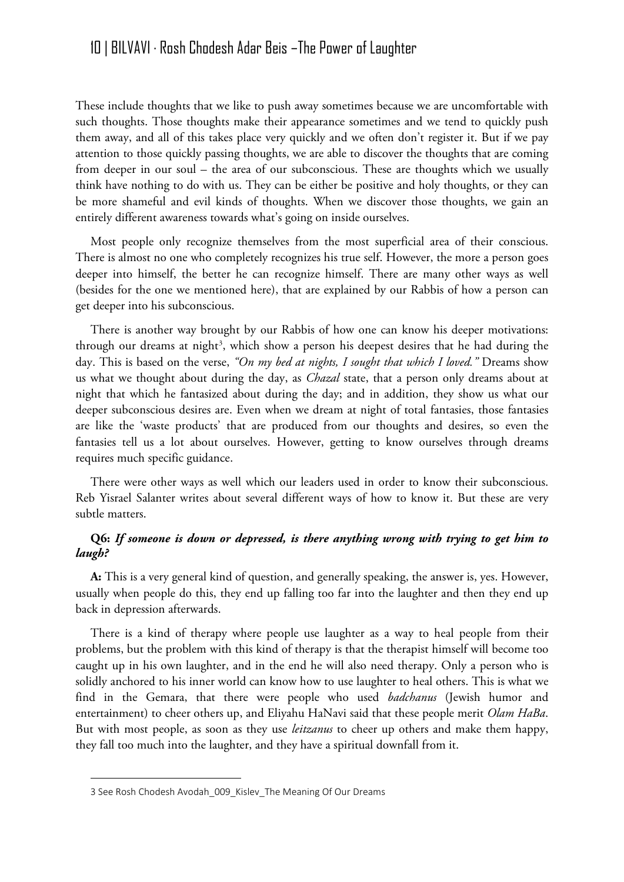These include thoughts that we like to push away sometimes because we are uncomfortable with such thoughts. Those thoughts make their appearance sometimes and we tend to quickly push them away, and all of this takes place very quickly and we often don't register it. But if we pay attention to those quickly passing thoughts, we are able to discover the thoughts that are coming from deeper in our soul – the area of our subconscious. These are thoughts which we usually think have nothing to do with us. They can be either be positive and holy thoughts, or they can be more shameful and evil kinds of thoughts. When we discover those thoughts, we gain an entirely different awareness towards what's going on inside ourselves.

Most people only recognize themselves from the most superficial area of their conscious. There is almost no one who completely recognizes his true self. However, the more a person goes deeper into himself, the better he can recognize himself. There are many other ways as well (besides for the one we mentioned here), that are explained by our Rabbis of how a person can get deeper into his subconscious.

There is another way brought by our Rabbis of how one can know his deeper motivations: through our dreams at night[3], which show a person his deepest desires that he had during the day. This is based on the verse, *"On my bed at nights, I sought that which I loved."* Dreams show us what we thought about during the day, as *Chazal* state, that a person only dreams about at night that which he fantasized about during the day; and in addition, they show us what our deeper subconscious desires are. Even when we dream at night of total fantasies, those fantasies are like the 'waste products' that are produced from our thoughts and desires, so even the fantasies tell us a lot about ourselves. However, getting to know ourselves through dreams requires much specific guidance.

There were other ways as well which our leaders used in order to know their subconscious. Reb Yisrael Salanter writes about several different ways of how to know it. But these are very subtle matters.

**Q6:** ***If someone is down or depressed, is there anything wrong with trying to get him to laugh?***

**A:** This is a very general kind of question, and generally speaking, the answer is, yes. However, usually when people do this, they end up falling too far into the laughter and then they end up back in depression afterwards.

There is a kind of therapy where people use laughter as a way to heal people from their problems, but the problem with this kind of therapy is that the therapist himself will become too caught up in his own laughter, and in the end he will also need therapy. Only a person who is solidly anchored to his inner world can know how to use laughter to heal others. This is what we find in the Gemara, that there were people who used *badchanus* (Jewish humor and entertainment) to cheer others up, and Eliyahu HaNavi said that these people merit *Olam HaBa*. But with most people, as soon as they use *leitzanus* to cheer up others and make them happy, they fall too much into the laughter, and they have a spiritual downfall from it.

---

3 See Rosh Chodesh Avodah_009_Kislev_The Meaning Of Our Dreams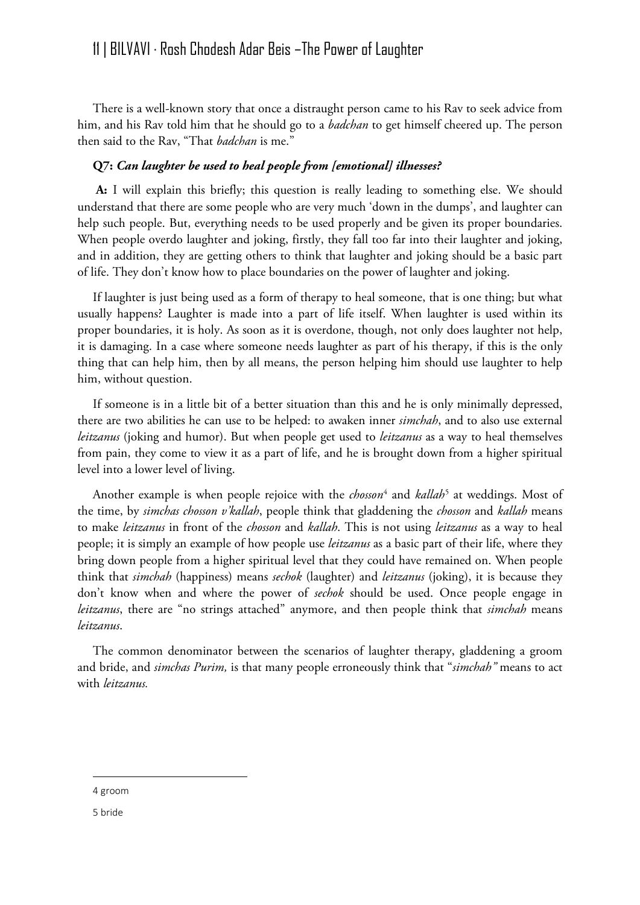There is a well-known story that once a distraught person came to his Rav to seek advice from him, and his Rav told him that he should go to a *badchan* to get himself cheered up. The person then said to the Rav, "That *badchan* is me."

**Q7:** ***Can laughter be used to heal people from [emotional] illnesses?***

**A:** I will explain this briefly; this question is really leading to something else. We should understand that there are some people who are very much 'down in the dumps', and laughter can help such people. But, everything needs to be used properly and be given its proper boundaries. When people overdo laughter and joking, firstly, they fall too far into their laughter and joking, and in addition, they are getting others to think that laughter and joking should be a basic part of life. They don't know how to place boundaries on the power of laughter and joking.

If laughter is just being used as a form of therapy to heal someone, that is one thing; but what usually happens? Laughter is made into a part of life itself. When laughter is used within its proper boundaries, it is holy. As soon as it is overdone, though, not only does laughter not help, it is damaging. In a case where someone needs laughter as part of his therapy, if this is the only thing that can help him, then by all means, the person helping him should use laughter to help him, without question.

If someone is in a little bit of a better situation than this and he is only minimally depressed, there are two abilities he can use to be helped: to awaken inner *simchah*, and to also use external *leitzanus* (joking and humor). But when people get used to *leitzanus* as a way to heal themselves from pain, they come to view it as a part of life, and he is brought down from a higher spiritual level into a lower level of living.

Another example is when people rejoice with the *chosson*[4] and *kallah*[5] at weddings. Most of the time, by *simchas chosson v'kallah*, people think that gladdening the *chosson* and *kallah* means to make *leitzanus* in front of the *chosson* and *kallah*. This is not using *leitzanus* as a way to heal people; it is simply an example of how people use *leitzanus* as a basic part of their life, where they bring down people from a higher spiritual level that they could have remained on. When people think that *simchah* (happiness) means *sechok* (laughter) and *leitzanus* (joking), it is because they don't know when and where the power of *sechok* should be used. Once people engage in *leitzanus*, there are "no strings attached" anymore, and then people think that *simchah* means *leitzanus*.

The common denominator between the scenarios of laughter therapy, gladdening a groom and bride, and *simchas Purim,* is that many people erroneously think that "*simchah"* means to act with *leitzanus.*

---

4 groom

5 bride